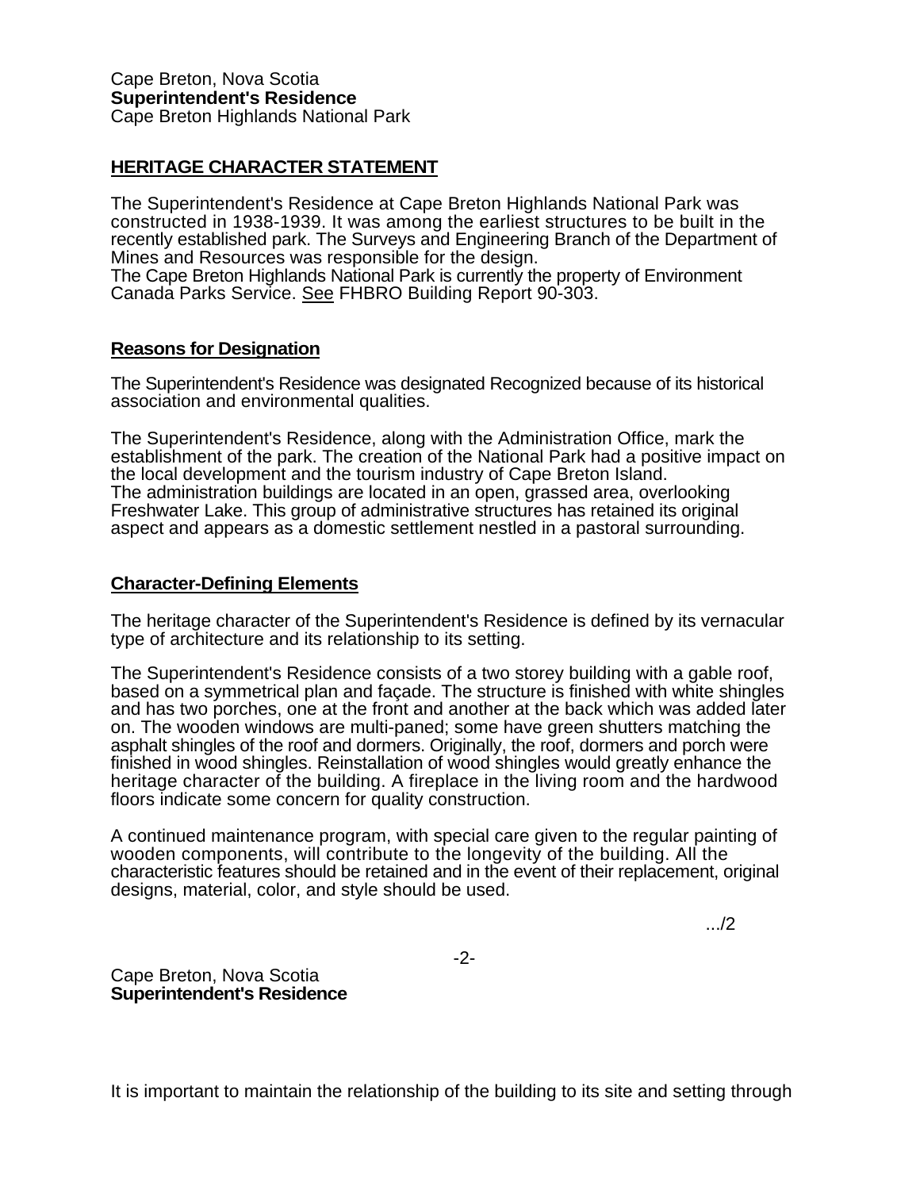Cape Breton, Nova Scotia
**Superintendent's Residence**
Cape Breton Highlands National Park

## HERITAGE CHARACTER STATEMENT

The Superintendent's Residence at Cape Breton Highlands National Park was constructed in 1938-1939. It was among the earliest structures to be built in the recently established park. The Surveys and Engineering Branch of the Department of Mines and Resources was responsible for the design.
The Cape Breton Highlands National Park is currently the property of Environment Canada Parks Service. See FHBRO Building Report 90-303.

### Reasons for Designation

The Superintendent's Residence was designated Recognized because of its historical association and environmental qualities.

The Superintendent's Residence, along with the Administration Office, mark the establishment of the park. The creation of the National Park had a positive impact on the local development and the tourism industry of Cape Breton Island.
The administration buildings are located in an open, grassed area, overlooking Freshwater Lake. This group of administrative structures has retained its original aspect and appears as a domestic settlement nestled in a pastoral surrounding.

### Character-Defining Elements

The heritage character of the Superintendent's Residence is defined by its vernacular type of architecture and its relationship to its setting.

The Superintendent's Residence consists of a two storey building with a gable roof, based on a symmetrical plan and façade. The structure is finished with white shingles and has two porches, one at the front and another at the back which was added later on. The wooden windows are multi-paned; some have green shutters matching the asphalt shingles of the roof and dormers. Originally, the roof, dormers and porch were finished in wood shingles. Reinstallation of wood shingles would greatly enhance the heritage character of the building. A fireplace in the living room and the hardwood floors indicate some concern for quality construction.

A continued maintenance program, with special care given to the regular painting of wooden components, will contribute to the longevity of the building. All the characteristic features should be retained and in the event of their replacement, original designs, material, color, and style should be used.

It is important to maintain the relationship of the building to its site and setting through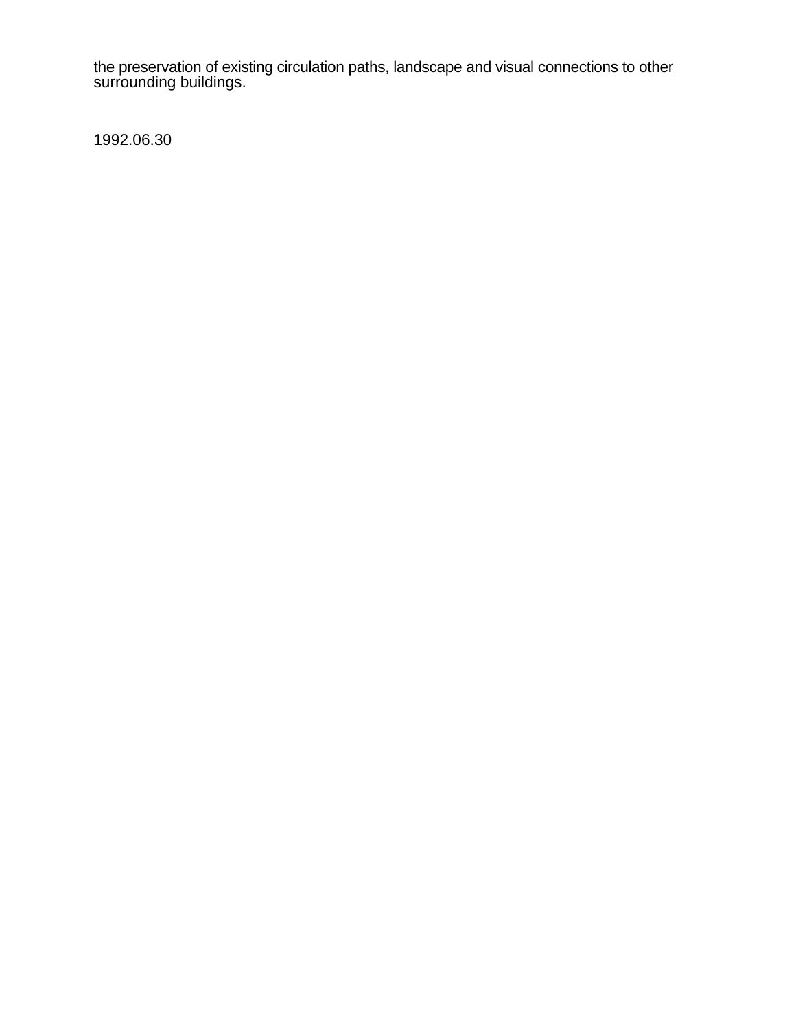the preservation of existing circulation paths, landscape and visual connections to other surrounding buildings.

1992.06.30